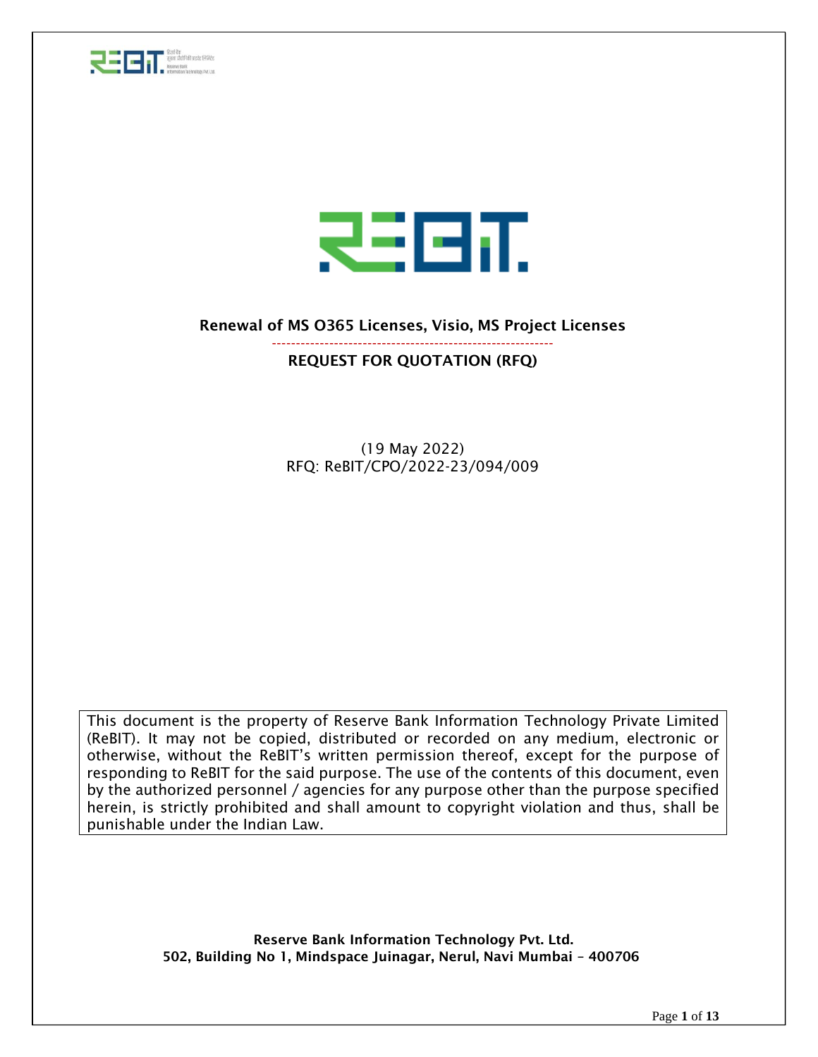# Renewal of MS O365 Licenses, Visio, MS Project Licenses

## REQUEST FOR QUOTATION (RFQ)

(19 May 2022)
RFQ: ReBIT/CPO/2022-23/094/009

This document is the property of Reserve Bank Information Technology Private Limited (ReBIT). It may not be copied, distributed or recorded on any medium, electronic or otherwise, without the ReBIT's written permission thereof, except for the purpose of responding to ReBIT for the said purpose. The use of the contents of this document, even by the authorized personnel / agencies for any purpose other than the purpose specified herein, is strictly prohibited and shall amount to copyright violation and thus, shall be punishable under the Indian Law.

**Reserve Bank Information Technology Pvt. Ltd.**
**502, Building No 1, Mindspace Juinagar, Nerul, Navi Mumbai – 400706**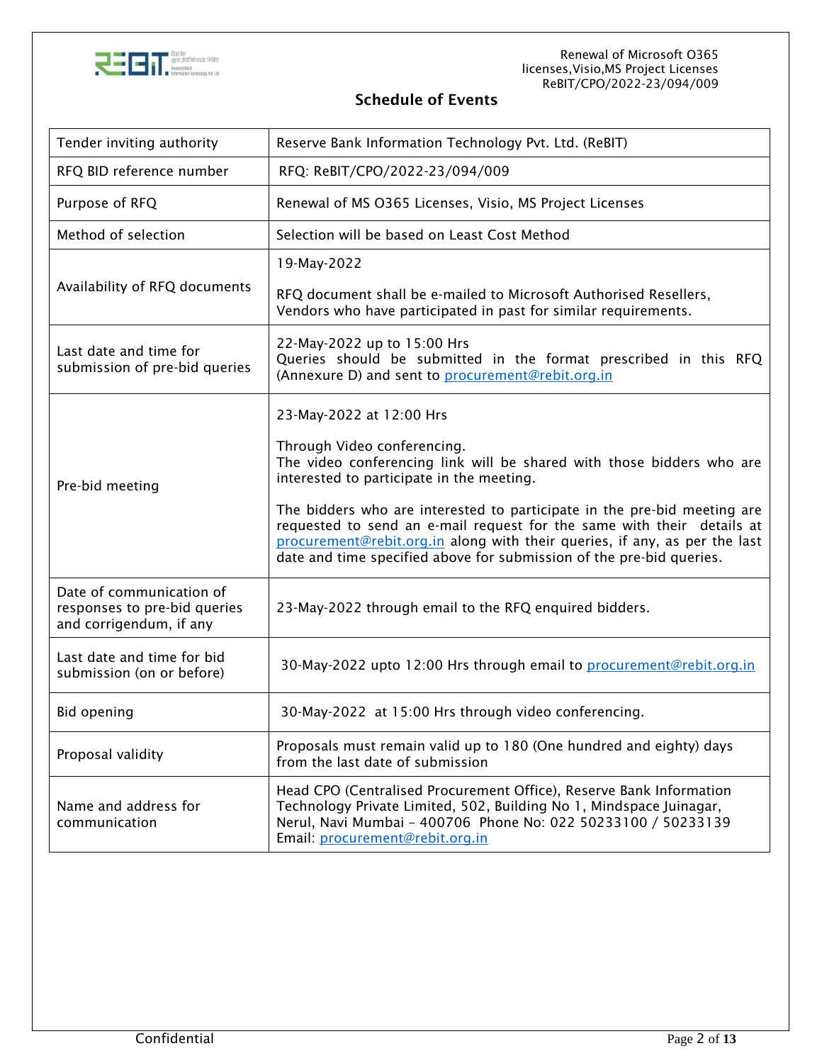## Schedule of Events

| | |
|---|---|
| Tender inviting authority | Reserve Bank Information Technology Pvt. Ltd. (ReBIT) |
| RFQ BID reference number | RFQ: ReBIT/CPO/2022-23/094/009 |
| Purpose of RFQ | Renewal of MS O365 Licenses, Visio, MS Project Licenses |
| Method of selection | Selection will be based on Least Cost Method |
| Availability of RFQ documents | 19-May-2022<br><br>RFQ document shall be e-mailed to Microsoft Authorised Resellers, Vendors who have participated in past for similar requirements. |
| Last date and time for submission of pre-bid queries | 22-May-2022 up to 15:00 Hrs<br>Queries should be submitted in the format prescribed in this RFQ (Annexure D) and sent to procurement@rebit.org.in |
| Pre-bid meeting | 23-May-2022 at 12:00 Hrs<br><br>Through Video conferencing.<br>The video conferencing link will be shared with those bidders who are interested to participate in the meeting.<br><br>The bidders who are interested to participate in the pre-bid meeting are requested to send an e-mail request for the same with their details at procurement@rebit.org.in along with their queries, if any, as per the last date and time specified above for submission of the pre-bid queries. |
| Date of communication of responses to pre-bid queries and corrigendum, if any | 23-May-2022 through email to the RFQ enquired bidders. |
| Last date and time for bid submission (on or before) | 30-May-2022 upto 12:00 Hrs through email to procurement@rebit.org.in |
| Bid opening | 30-May-2022 at 15:00 Hrs through video conferencing. |
| Proposal validity | Proposals must remain valid up to 180 (One hundred and eighty) days from the last date of submission |
| Name and address for communication | Head CPO (Centralised Procurement Office), Reserve Bank Information Technology Private Limited, 502, Building No 1, Mindspace Juinagar, Nerul, Navi Mumbai – 400706 Phone No: 022 50233100 / 50233139<br>Email: procurement@rebit.org.in |

Confidential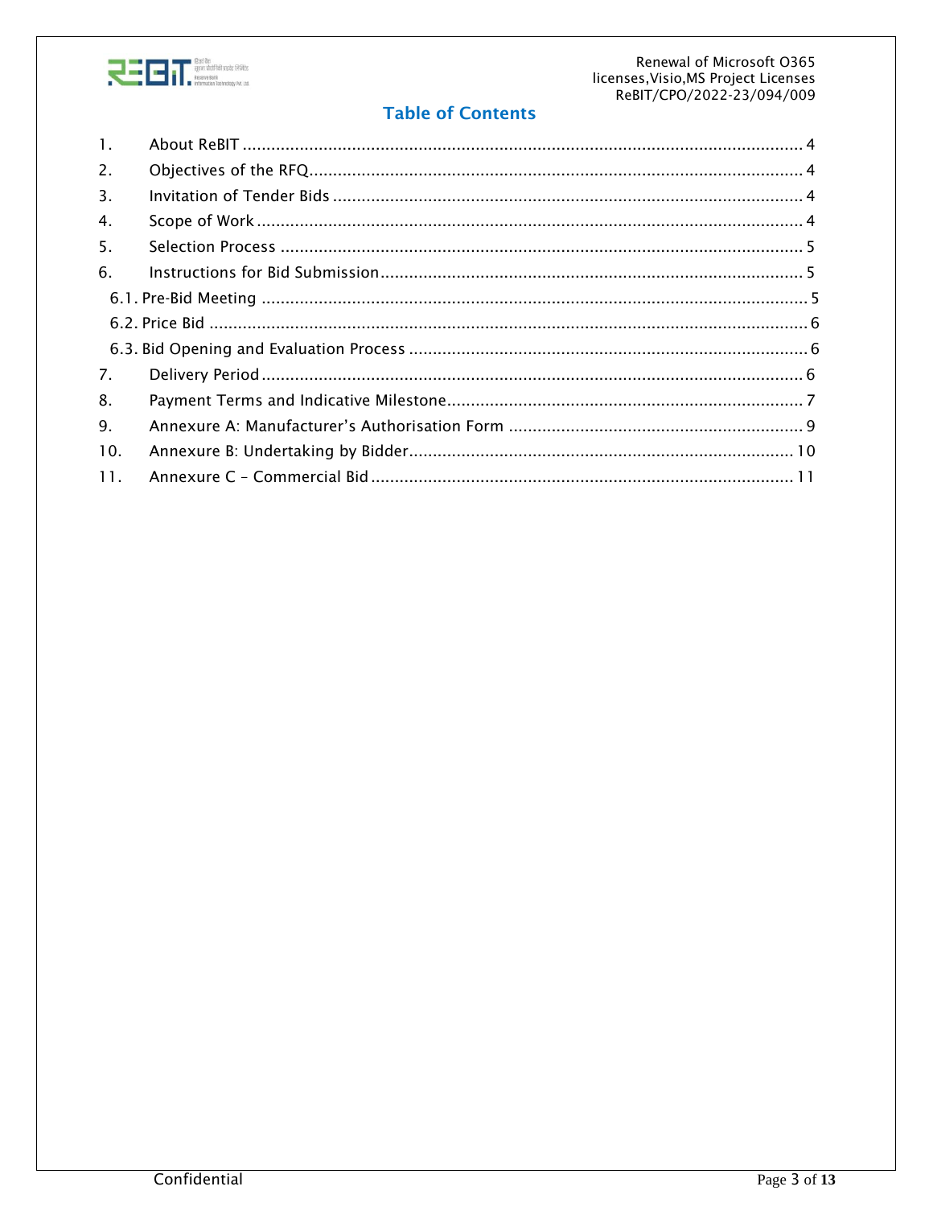# Table of Contents

1. About ReBIT ........................................................................................................... 4
2. Objectives of the RFQ............................................................................................... 4
3. Invitation of Tender Bids .......................................................................................... 4
4. Scope of Work ........................................................................................................ 4
5. Selection Process .................................................................................................... 5
6. Instructions for Bid Submission................................................................................. 5
   - 6.1. Pre-Bid Meeting ................................................................................................ 5
   - 6.2. Price Bid .......................................................................................................... 6
   - 6.3. Bid Opening and Evaluation Process ................................................................. 6
7. Delivery Period ........................................................................................................ 6
8. Payment Terms and Indicative Milestone................................................................... 7
9. Annexure A: Manufacturer's Authorisation Form ....................................................... 9
10. Annexure B: Undertaking by Bidder........................................................................ 10
11. Annexure C – Commercial Bid ................................................................................ 11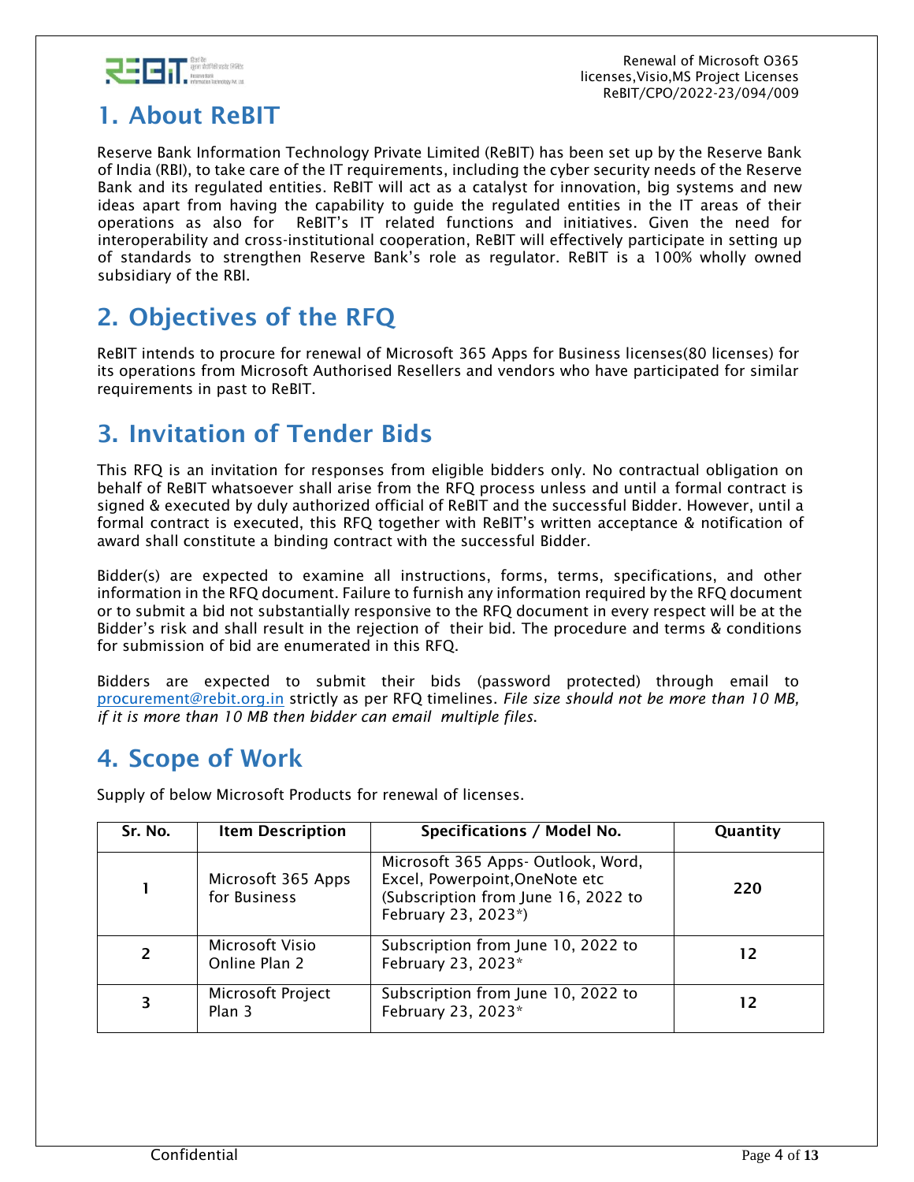## 1. About ReBIT

Reserve Bank Information Technology Private Limited (ReBIT) has been set up by the Reserve Bank of India (RBI), to take care of the IT requirements, including the cyber security needs of the Reserve Bank and its regulated entities. ReBIT will act as a catalyst for innovation, big systems and new ideas apart from having the capability to guide the regulated entities in the IT areas of their operations as also for ReBIT's IT related functions and initiatives. Given the need for interoperability and cross-institutional cooperation, ReBIT will effectively participate in setting up of standards to strengthen Reserve Bank's role as regulator. ReBIT is a 100% wholly owned subsidiary of the RBI.

## 2. Objectives of the RFQ

ReBIT intends to procure for renewal of Microsoft 365 Apps for Business licenses(80 licenses) for its operations from Microsoft Authorised Resellers and vendors who have participated for similar requirements in past to ReBIT.

## 3. Invitation of Tender Bids

This RFQ is an invitation for responses from eligible bidders only. No contractual obligation on behalf of ReBIT whatsoever shall arise from the RFQ process unless and until a formal contract is signed & executed by duly authorized official of ReBIT and the successful Bidder. However, until a formal contract is executed, this RFQ together with ReBIT's written acceptance & notification of award shall constitute a binding contract with the successful Bidder.

Bidder(s) are expected to examine all instructions, forms, terms, specifications, and other information in the RFQ document. Failure to furnish any information required by the RFQ document or to submit a bid not substantially responsive to the RFQ document in every respect will be at the Bidder's risk and shall result in the rejection of their bid. The procedure and terms & conditions for submission of bid are enumerated in this RFQ.

Bidders are expected to submit their bids (password protected) through email to procurement@rebit.org.in strictly as per RFQ timelines. *File size should not be more than 10 MB, if it is more than 10 MB then bidder can email multiple files.*

## 4. Scope of Work

Supply of below Microsoft Products for renewal of licenses.

| Sr. No. | Item Description | Specifications / Model No. | Quantity |
|---|---|---|---|
| 1 | Microsoft 365 Apps for Business | Microsoft 365 Apps- Outlook, Word, Excel, Powerpoint,OneNote etc (Subscription from June 16, 2022 to February 23, 2023*) | 220 |
| 2 | Microsoft Visio Online Plan 2 | Subscription from June 10, 2022 to February 23, 2023* | 12 |
| 3 | Microsoft Project Plan 3 | Subscription from June 10, 2022 to February 23, 2023* | 12 |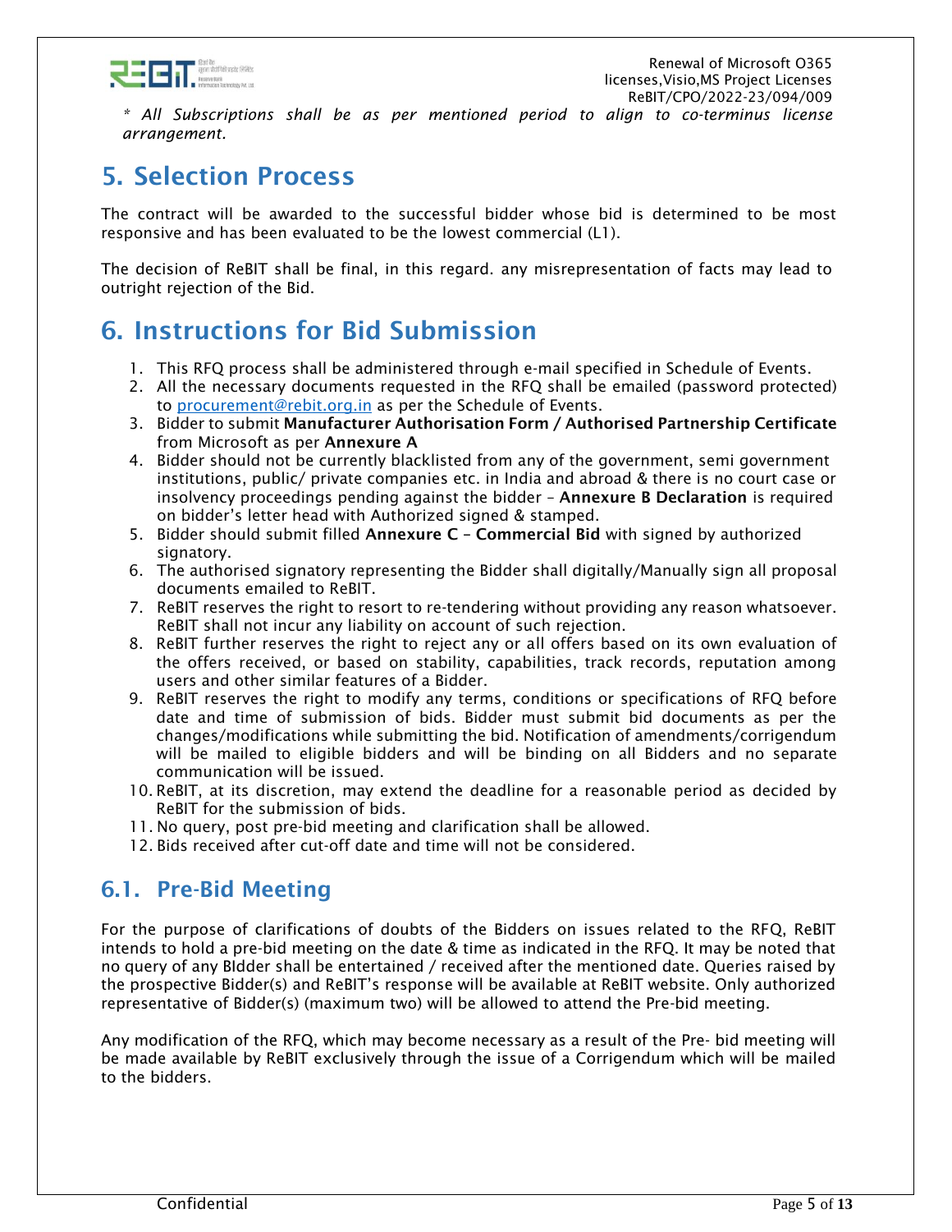*\* All Subscriptions shall be as per mentioned period to align to co-terminus license arrangement.*

# 5. Selection Process

The contract will be awarded to the successful bidder whose bid is determined to be most responsive and has been evaluated to be the lowest commercial (L1).

The decision of ReBIT shall be final, in this regard. any misrepresentation of facts may lead to outright rejection of the Bid.

# 6. Instructions for Bid Submission

1. This RFQ process shall be administered through e-mail specified in Schedule of Events.
2. All the necessary documents requested in the RFQ shall be emailed (password protected) to procurement@rebit.org.in as per the Schedule of Events.
3. Bidder to submit **Manufacturer Authorisation Form / Authorised Partnership Certificate** from Microsoft as per **Annexure A**
4. Bidder should not be currently blacklisted from any of the government, semi government institutions, public/ private companies etc. in India and abroad & there is no court case or insolvency proceedings pending against the bidder – **Annexure B Declaration** is required on bidder's letter head with Authorized signed & stamped.
5. Bidder should submit filled **Annexure C – Commercial Bid** with signed by authorized signatory.
6. The authorised signatory representing the Bidder shall digitally/Manually sign all proposal documents emailed to ReBIT.
7. ReBIT reserves the right to resort to re-tendering without providing any reason whatsoever. ReBIT shall not incur any liability on account of such rejection.
8. ReBIT further reserves the right to reject any or all offers based on its own evaluation of the offers received, or based on stability, capabilities, track records, reputation among users and other similar features of a Bidder.
9. ReBIT reserves the right to modify any terms, conditions or specifications of RFQ before date and time of submission of bids. Bidder must submit bid documents as per the changes/modifications while submitting the bid. Notification of amendments/corrigendum will be mailed to eligible bidders and will be binding on all Bidders and no separate communication will be issued.
10. ReBIT, at its discretion, may extend the deadline for a reasonable period as decided by ReBIT for the submission of bids.
11. No query, post pre-bid meeting and clarification shall be allowed.
12. Bids received after cut-off date and time will not be considered.

## 6.1. Pre-Bid Meeting

For the purpose of clarifications of doubts of the Bidders on issues related to the RFQ, ReBIT intends to hold a pre-bid meeting on the date & time as indicated in the RFQ. It may be noted that no query of any BIdder shall be entertained / received after the mentioned date. Queries raised by the prospective Bidder(s) and ReBIT's response will be available at ReBIT website. Only authorized representative of Bidder(s) (maximum two) will be allowed to attend the Pre-bid meeting.

Any modification of the RFQ, which may become necessary as a result of the Pre- bid meeting will be made available by ReBIT exclusively through the issue of a Corrigendum which will be mailed to the bidders.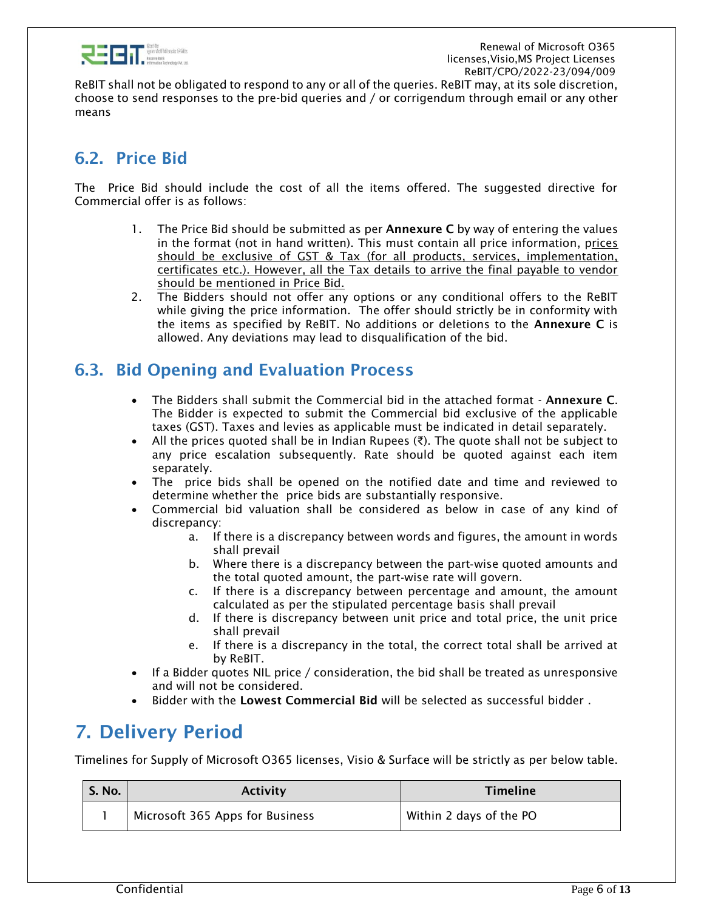ReBIT shall not be obligated to respond to any or all of the queries. ReBIT may, at its sole discretion, choose to send responses to the pre-bid queries and / or corrigendum through email or any other means

## 6.2. Price Bid

The Price Bid should include the cost of all the items offered. The suggested directive for Commercial offer is as follows:

1. The Price Bid should be submitted as per **Annexure C** by way of entering the values in the format (not in hand written). This must contain all price information, prices should be exclusive of GST & Tax (for all products, services, implementation, certificates etc.). However, all the Tax details to arrive the final payable to vendor should be mentioned in Price Bid.
2. The Bidders should not offer any options or any conditional offers to the ReBIT while giving the price information. The offer should strictly be in conformity with the items as specified by ReBIT. No additions or deletions to the **Annexure C** is allowed. Any deviations may lead to disqualification of the bid.

## 6.3. Bid Opening and Evaluation Process

- The Bidders shall submit the Commercial bid in the attached format - **Annexure C**. The Bidder is expected to submit the Commercial bid exclusive of the applicable taxes (GST). Taxes and levies as applicable must be indicated in detail separately.
- All the prices quoted shall be in Indian Rupees (₹). The quote shall not be subject to any price escalation subsequently. Rate should be quoted against each item separately.
- The price bids shall be opened on the notified date and time and reviewed to determine whether the price bids are substantially responsive.
- Commercial bid valuation shall be considered as below in case of any kind of discrepancy:
  a. If there is a discrepancy between words and figures, the amount in words shall prevail
  b. Where there is a discrepancy between the part-wise quoted amounts and the total quoted amount, the part-wise rate will govern.
  c. If there is a discrepancy between percentage and amount, the amount calculated as per the stipulated percentage basis shall prevail
  d. If there is discrepancy between unit price and total price, the unit price shall prevail
  e. If there is a discrepancy in the total, the correct total shall be arrived at by ReBIT.
- If a Bidder quotes NIL price / consideration, the bid shall be treated as unresponsive and will not be considered.
- Bidder with the **Lowest Commercial Bid** will be selected as successful bidder .

# 7. Delivery Period

Timelines for Supply of Microsoft O365 licenses, Visio & Surface will be strictly as per below table.

| S. No. | Activity | Timeline |
|---|---|---|
| 1 | Microsoft 365 Apps for Business | Within 2 days of the PO |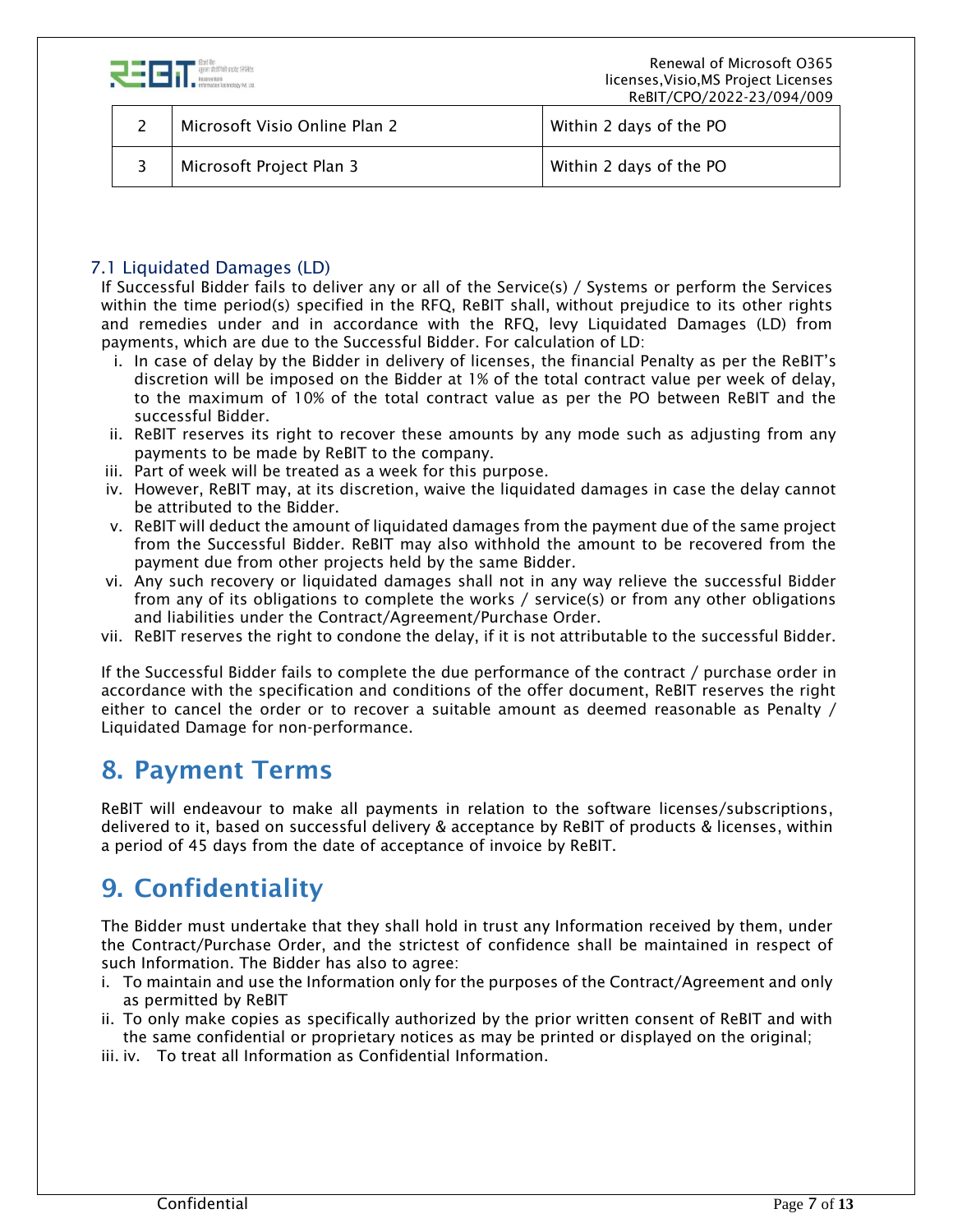| 2 | Microsoft Visio Online Plan 2 | Within 2 days of the PO |
|---|---|---|
| 3 | Microsoft Project Plan 3 | Within 2 days of the PO |

### 7.1 Liquidated Damages (LD)

If Successful Bidder fails to deliver any or all of the Service(s) / Systems or perform the Services within the time period(s) specified in the RFQ, ReBIT shall, without prejudice to its other rights and remedies under and in accordance with the RFQ, levy Liquidated Damages (LD) from payments, which are due to the Successful Bidder. For calculation of LD:

i. In case of delay by the Bidder in delivery of licenses, the financial Penalty as per the ReBIT's discretion will be imposed on the Bidder at 1% of the total contract value per week of delay, to the maximum of 10% of the total contract value as per the PO between ReBIT and the successful Bidder.
ii. ReBIT reserves its right to recover these amounts by any mode such as adjusting from any payments to be made by ReBIT to the company.
iii. Part of week will be treated as a week for this purpose.
iv. However, ReBIT may, at its discretion, waive the liquidated damages in case the delay cannot be attributed to the Bidder.
v. ReBIT will deduct the amount of liquidated damages from the payment due of the same project from the Successful Bidder. ReBIT may also withhold the amount to be recovered from the payment due from other projects held by the same Bidder.
vi. Any such recovery or liquidated damages shall not in any way relieve the successful Bidder from any of its obligations to complete the works / service(s) or from any other obligations and liabilities under the Contract/Agreement/Purchase Order.
vii. ReBIT reserves the right to condone the delay, if it is not attributable to the successful Bidder.

If the Successful Bidder fails to complete the due performance of the contract / purchase order in accordance with the specification and conditions of the offer document, ReBIT reserves the right either to cancel the order or to recover a suitable amount as deemed reasonable as Penalty / Liquidated Damage for non-performance.

## 8. Payment Terms

ReBIT will endeavour to make all payments in relation to the software licenses/subscriptions, delivered to it, based on successful delivery & acceptance by ReBIT of products & licenses, within a period of 45 days from the date of acceptance of invoice by ReBIT.

## 9. Confidentiality

The Bidder must undertake that they shall hold in trust any Information received by them, under the Contract/Purchase Order, and the strictest of confidence shall be maintained in respect of such Information. The Bidder has also to agree:

i. To maintain and use the Information only for the purposes of the Contract/Agreement and only as permitted by ReBIT
ii. To only make copies as specifically authorized by the prior written consent of ReBIT and with the same confidential or proprietary notices as may be printed or displayed on the original;
iii. iv. To treat all Information as Confidential Information.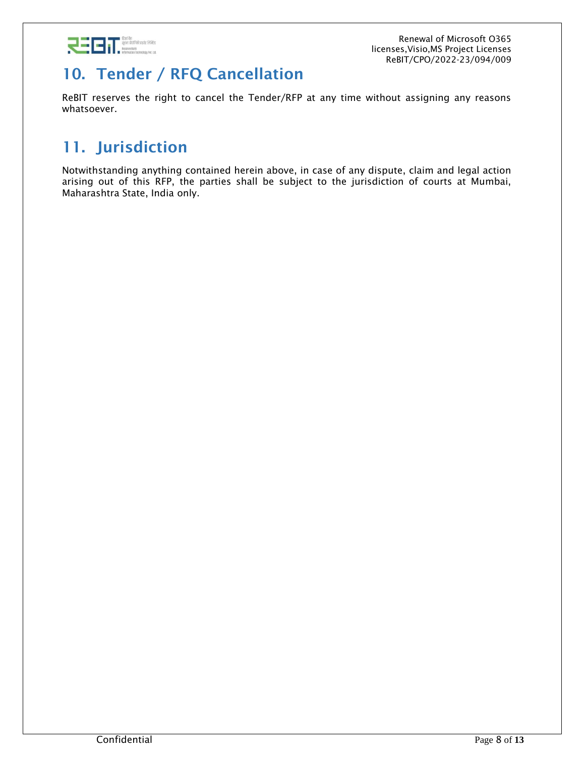## 10. Tender / RFQ Cancellation

ReBIT reserves the right to cancel the Tender/RFP at any time without assigning any reasons whatsoever.

## 11. Jurisdiction

Notwithstanding anything contained herein above, in case of any dispute, claim and legal action arising out of this RFP, the parties shall be subject to the jurisdiction of courts at Mumbai, Maharashtra State, India only.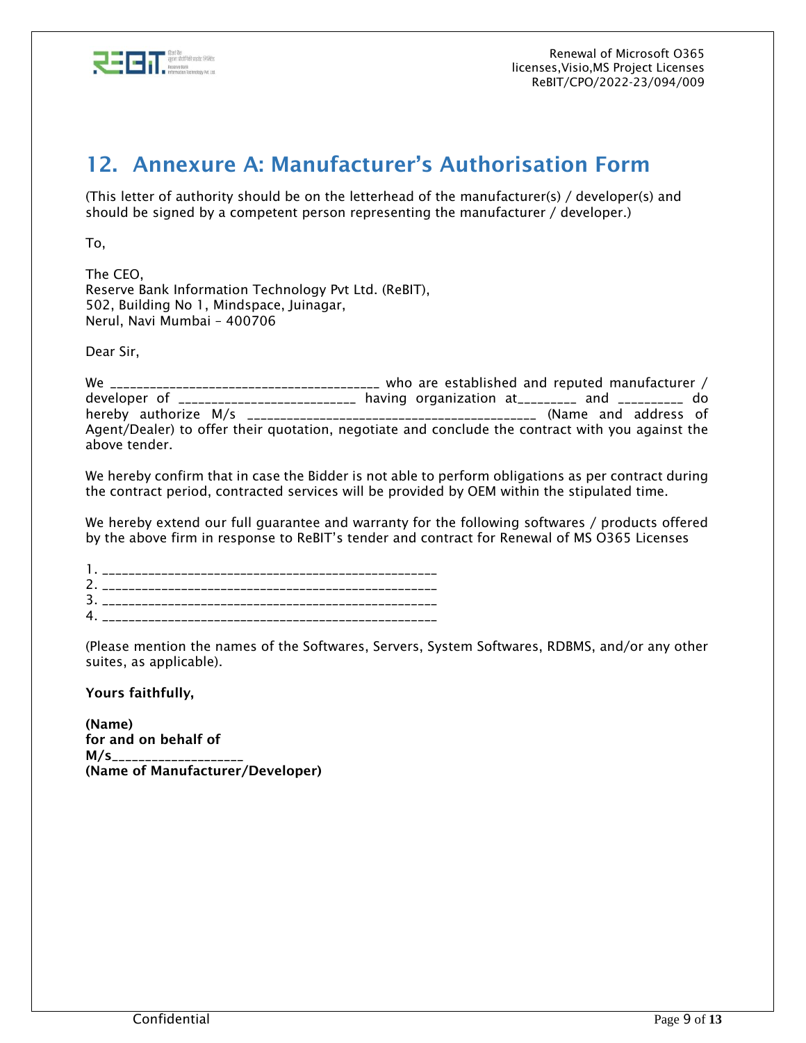## 12. Annexure A: Manufacturer's Authorisation Form

(This letter of authority should be on the letterhead of the manufacturer(s) / developer(s) and should be signed by a competent person representing the manufacturer / developer.)

To,

The CEO,
Reserve Bank Information Technology Pvt Ltd. (ReBIT),
502, Building No 1, Mindspace, Juinagar,
Nerul, Navi Mumbai – 400706

Dear Sir,

We ________________________________________ who are established and reputed manufacturer / developer of ___________________________ having organization at_________ and __________ do hereby authorize M/s ___________________________________________ (Name and address of Agent/Dealer) to offer their quotation, negotiate and conclude the contract with you against the above tender.

We hereby confirm that in case the Bidder is not able to perform obligations as per contract during the contract period, contracted services will be provided by OEM within the stipulated time.

We hereby extend our full guarantee and warranty for the following softwares / products offered by the above firm in response to ReBIT's tender and contract for Renewal of MS O365 Licenses

1. ___________________________________________________
2. ___________________________________________________
3. ___________________________________________________
4. ___________________________________________________

(Please mention the names of the Softwares, Servers, System Softwares, RDBMS, and/or any other suites, as applicable).

**Yours faithfully,**

**(Name)**
**for and on behalf of**
**M/s___________________**
**(Name of Manufacturer/Developer)**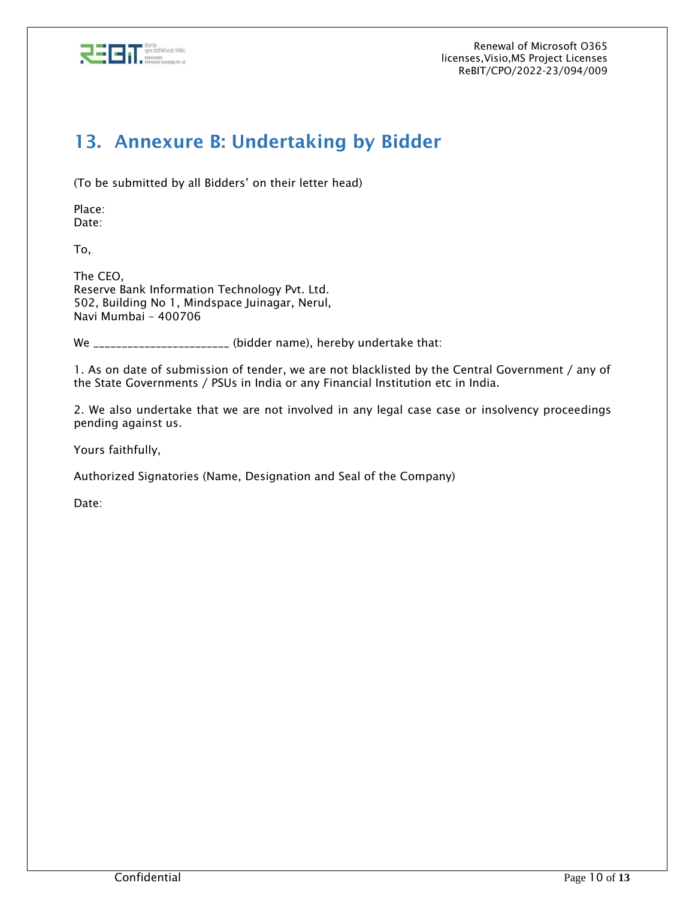# 13. Annexure B: Undertaking by Bidder

(To be submitted by all Bidders' on their letter head)

Place:
Date:

To,

The CEO,
Reserve Bank Information Technology Pvt. Ltd.
502, Building No 1, Mindspace Juinagar, Nerul,
Navi Mumbai – 400706

We ________________________ (bidder name), hereby undertake that:

1. As on date of submission of tender, we are not blacklisted by the Central Government / any of the State Governments / PSUs in India or any Financial Institution etc in India.

2. We also undertake that we are not involved in any legal case case or insolvency proceedings pending against us.

Yours faithfully,

Authorized Signatories (Name, Designation and Seal of the Company)

Date: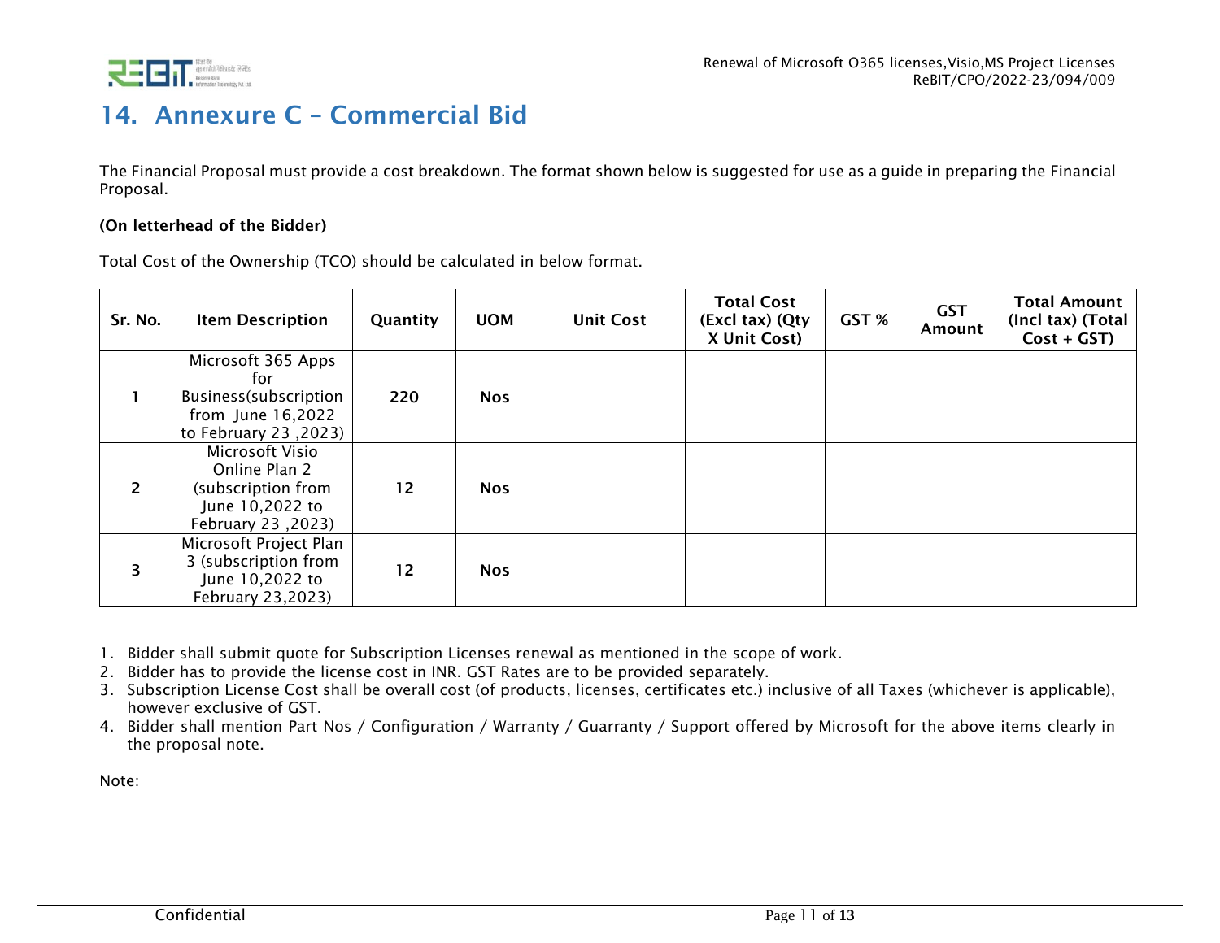# 14. Annexure C – Commercial Bid

The Financial Proposal must provide a cost breakdown. The format shown below is suggested for use as a guide in preparing the Financial Proposal.

**(On letterhead of the Bidder)**

Total Cost of the Ownership (TCO) should be calculated in below format.

| Sr. No. | Item Description | Quantity | UOM | Unit Cost | Total Cost (Excl tax) (Qty X Unit Cost) | GST % | GST Amount | Total Amount (Incl tax) (Total Cost + GST) |
|---|---|---|---|---|---|---|---|---|
| 1 | Microsoft 365 Apps for Business(subscription from June 16,2022 to February 23 ,2023) | 220 | Nos | | | | | |
| 2 | Microsoft Visio Online Plan 2 (subscription from June 10,2022 to February 23 ,2023) | 12 | Nos | | | | | |
| 3 | Microsoft Project Plan 3 (subscription from June 10,2022 to February 23,2023) | 12 | Nos | | | | | |

1. Bidder shall submit quote for Subscription Licenses renewal as mentioned in the scope of work.
2. Bidder has to provide the license cost in INR. GST Rates are to be provided separately.
3. Subscription License Cost shall be overall cost (of products, licenses, certificates etc.) inclusive of all Taxes (whichever is applicable), however exclusive of GST.
4. Bidder shall mention Part Nos / Configuration / Warranty / Guarranty / Support offered by Microsoft for the above items clearly in the proposal note.

Note: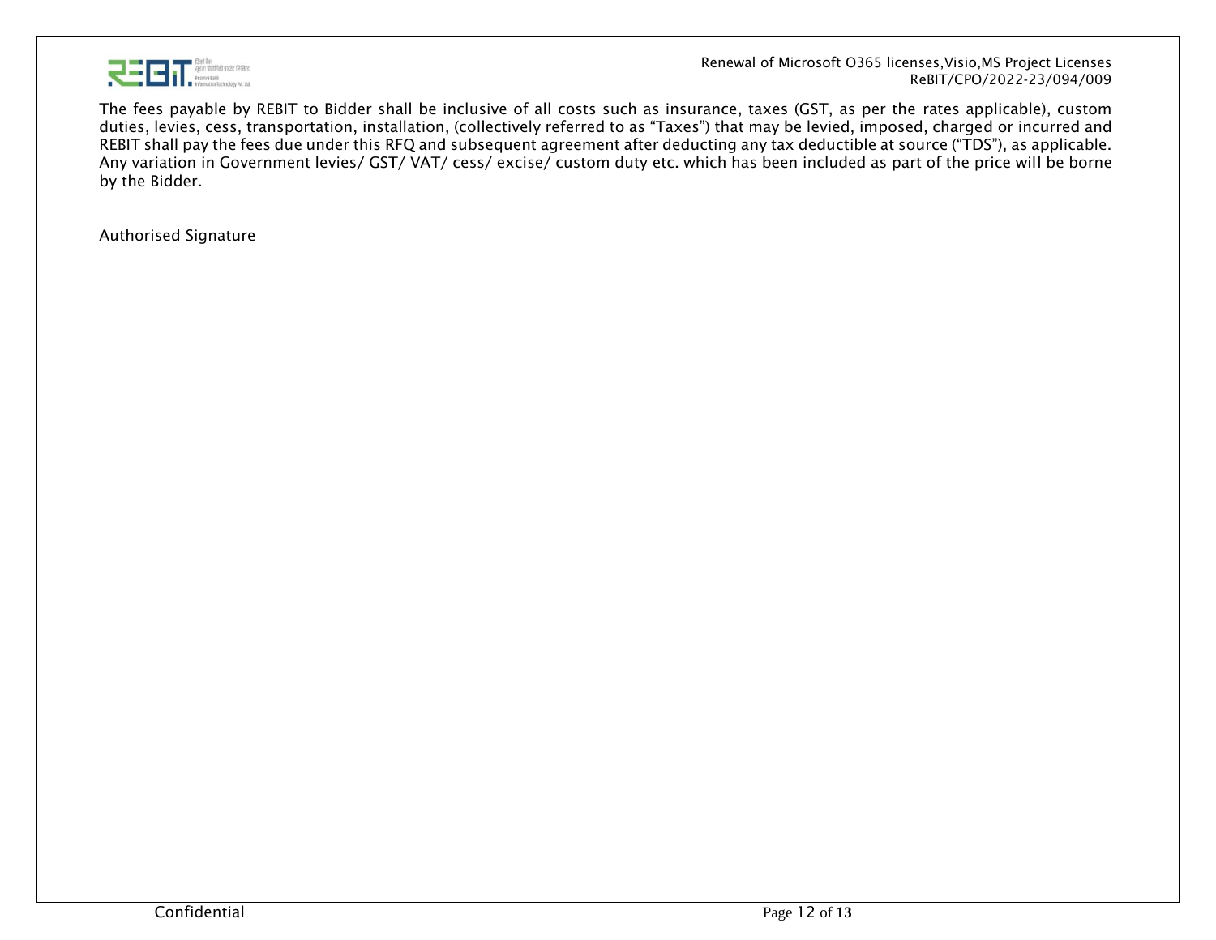The fees payable by REBIT to Bidder shall be inclusive of all costs such as insurance, taxes (GST, as per the rates applicable), custom duties, levies, cess, transportation, installation, (collectively referred to as "Taxes") that may be levied, imposed, charged or incurred and REBIT shall pay the fees due under this RFQ and subsequent agreement after deducting any tax deductible at source ("TDS"), as applicable. Any variation in Government levies/ GST/ VAT/ cess/ excise/ custom duty etc. which has been included as part of the price will be borne by the Bidder.

Authorised Signature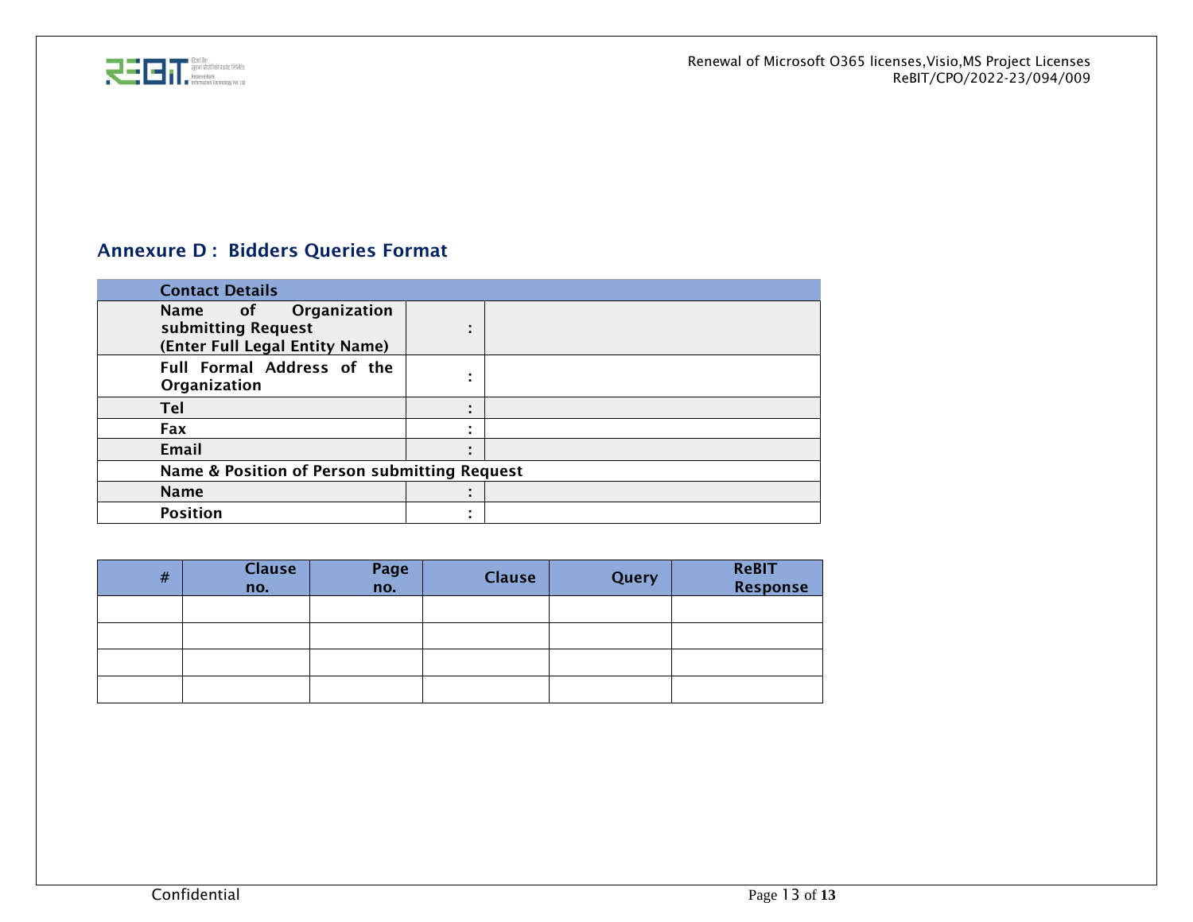## Annexure D : Bidders Queries Format

| Contact Details | | |
|---|---|---|
| **Name of Organization submitting Request (Enter Full Legal Entity Name)** | : | |
| **Full Formal Address of the Organization** | : | |
| **Tel** | : | |
| **Fax** | : | |
| **Email** | : | |
| **Name & Position of Person submitting Request** | | |
| **Name** | : | |
| **Position** | : | |

| # | Clause no. | Page no. | Clause | Query | ReBIT Response |
|---|---|---|---|---|---|
| | | | | | |
| | | | | | |
| | | | | | |
| | | | | | |

Confidential